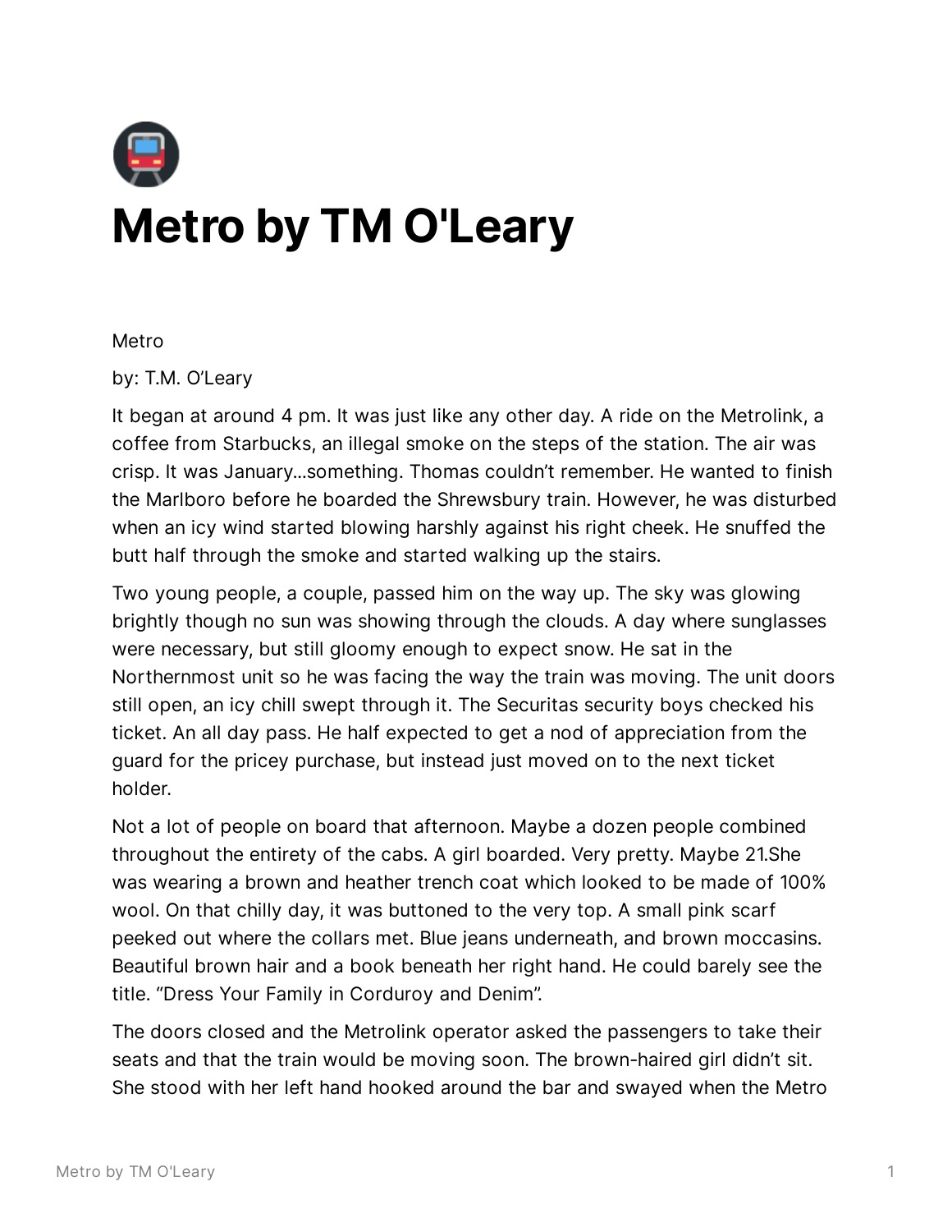# Metro by TM O'Leary

Metro

by: T.M. O'Leary

It began at around 4 pm. It was just like any other day. A ride on the Metrolink, a coffee from Starbucks, an illegal smoke on the steps of the station. The air was crisp. It was January...something. Thomas couldn't remember. He wanted to finish the Marlboro before he boarded the Shrewsbury train. However, he was disturbed when an icy wind started blowing harshly against his right cheek. He snuffed the butt half through the smoke and started walking up the stairs.

Two young people, a couple, passed him on the way up. The sky was glowing brightly though no sun was showing through the clouds. A day where sunglasses were necessary, but still gloomy enough to expect snow. He sat in the Northernmost unit so he was facing the way the train was moving. The unit doors still open, an icy chill swept through it. The Securitas security boys checked his ticket. An all day pass. He half expected to get a nod of appreciation from the guard for the pricey purchase, but instead just moved on to the next ticket holder.

Not a lot of people on board that afternoon. Maybe a dozen people combined throughout the entirety of the cabs. A girl boarded. Very pretty. Maybe 21.She was wearing a brown and heather trench coat which looked to be made of 100% wool. On that chilly day, it was buttoned to the very top. A small pink scarf peeked out where the collars met. Blue jeans underneath, and brown moccasins. Beautiful brown hair and a book beneath her right hand. He could barely see the title. "Dress Your Family in Corduroy and Denim".

The doors closed and the Metrolink operator asked the passengers to take their seats and that the train would be moving soon. The brown-haired girl didn't sit. She stood with her left hand hooked around the bar and swayed when the Metro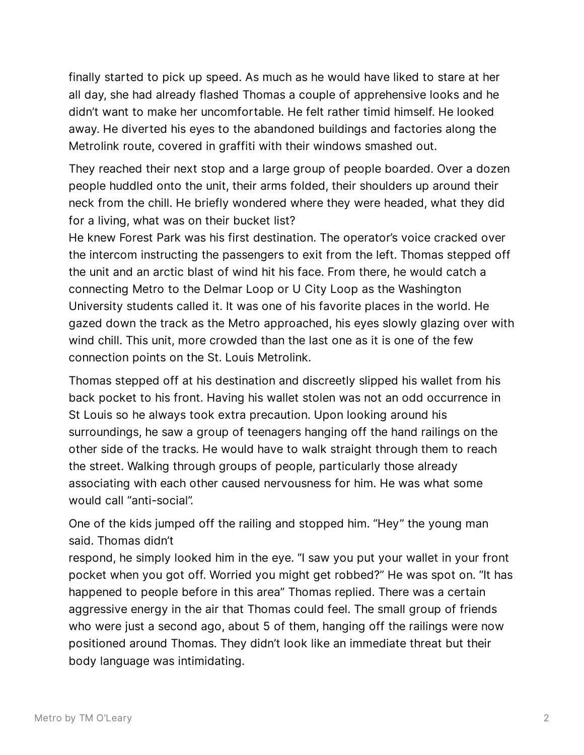finally started to pick up speed. As much as he would have liked to stare at her all day, she had already flashed Thomas a couple of apprehensive looks and he didn't want to make her uncomfortable. He felt rather timid himself. He looked away. He diverted his eyes to the abandoned buildings and factories along the Metrolink route, covered in graffiti with their windows smashed out.

They reached their next stop and a large group of people boarded. Over a dozen people huddled onto the unit, their arms folded, their shoulders up around their neck from the chill. He briefly wondered where they were headed, what they did for a living, what was on their bucket list?
He knew Forest Park was his first destination. The operator's voice cracked over the intercom instructing the passengers to exit from the left. Thomas stepped off the unit and an arctic blast of wind hit his face. From there, he would catch a connecting Metro to the Delmar Loop or U City Loop as the Washington University students called it. It was one of his favorite places in the world. He gazed down the track as the Metro approached, his eyes slowly glazing over with wind chill. This unit, more crowded than the last one as it is one of the few connection points on the St. Louis Metrolink.

Thomas stepped off at his destination and discreetly slipped his wallet from his back pocket to his front. Having his wallet stolen was not an odd occurrence in St Louis so he always took extra precaution. Upon looking around his surroundings, he saw a group of teenagers hanging off the hand railings on the other side of the tracks. He would have to walk straight through them to reach the street. Walking through groups of people, particularly those already associating with each other caused nervousness for him. He was what some would call "anti-social".

One of the kids jumped off the railing and stopped him. "Hey" the young man said. Thomas didn't
respond, he simply looked him in the eye. "I saw you put your wallet in your front pocket when you got off. Worried you might get robbed?" He was spot on. "It has happened to people before in this area" Thomas replied. There was a certain aggressive energy in the air that Thomas could feel. The small group of friends who were just a second ago, about 5 of them, hanging off the railings were now positioned around Thomas. They didn't look like an immediate threat but their body language was intimidating.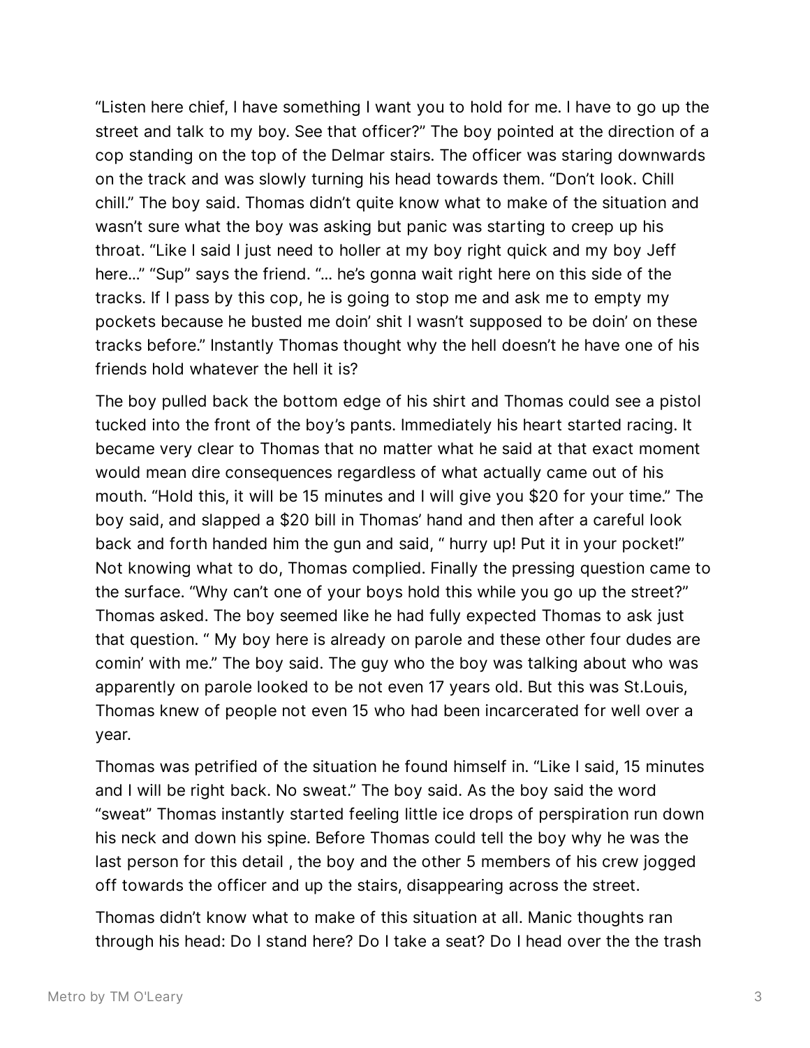"Listen here chief, I have something I want you to hold for me. I have to go up the street and talk to my boy. See that officer?" The boy pointed at the direction of a cop standing on the top of the Delmar stairs. The officer was staring downwards on the track and was slowly turning his head towards them. "Don't look. Chill chill." The boy said. Thomas didn't quite know what to make of the situation and wasn't sure what the boy was asking but panic was starting to creep up his throat. "Like I said I just need to holler at my boy right quick and my boy Jeff here…" "Sup" says the friend. "… he's gonna wait right here on this side of the tracks. If I pass by this cop, he is going to stop me and ask me to empty my pockets because he busted me doin' shit I wasn't supposed to be doin' on these tracks before." Instantly Thomas thought why the hell doesn't he have one of his friends hold whatever the hell it is?

The boy pulled back the bottom edge of his shirt and Thomas could see a pistol tucked into the front of the boy's pants. Immediately his heart started racing. It became very clear to Thomas that no matter what he said at that exact moment would mean dire consequences regardless of what actually came out of his mouth. "Hold this, it will be 15 minutes and I will give you $20 for your time." The boy said, and slapped a $20 bill in Thomas' hand and then after a careful look back and forth handed him the gun and said, " hurry up! Put it in your pocket!" Not knowing what to do, Thomas complied. Finally the pressing question came to the surface. "Why can't one of your boys hold this while you go up the street?" Thomas asked. The boy seemed like he had fully expected Thomas to ask just that question. " My boy here is already on parole and these other four dudes are comin' with me." The boy said. The guy who the boy was talking about who was apparently on parole looked to be not even 17 years old. But this was St.Louis, Thomas knew of people not even 15 who had been incarcerated for well over a year.

Thomas was petrified of the situation he found himself in. "Like I said, 15 minutes and I will be right back. No sweat." The boy said. As the boy said the word "sweat" Thomas instantly started feeling little ice drops of perspiration run down his neck and down his spine. Before Thomas could tell the boy why he was the last person for this detail , the boy and the other 5 members of his crew jogged off towards the officer and up the stairs, disappearing across the street.

Thomas didn't know what to make of this situation at all. Manic thoughts ran through his head: Do I stand here? Do I take a seat? Do I head over the the trash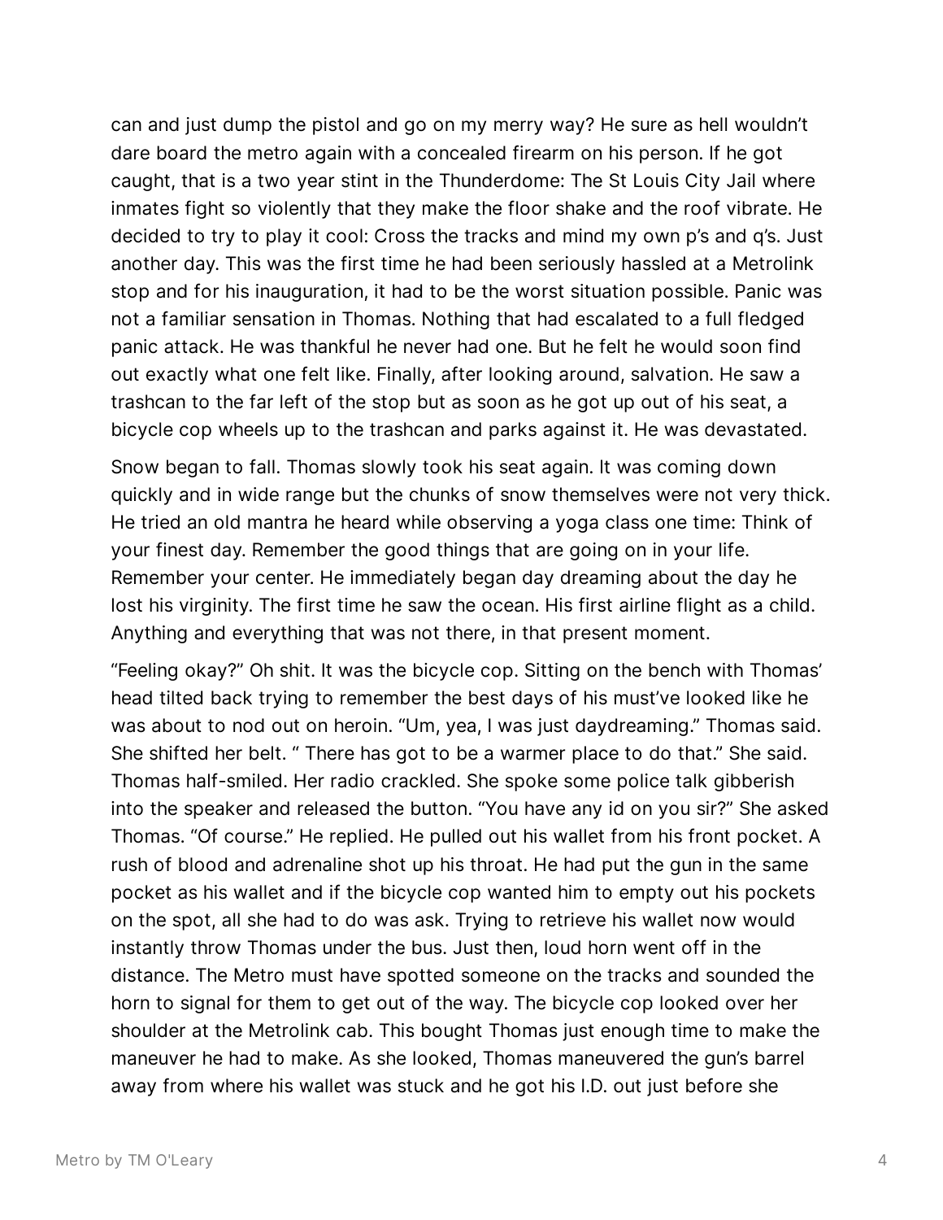can and just dump the pistol and go on my merry way? He sure as hell wouldn't dare board the metro again with a concealed firearm on his person. If he got caught, that is a two year stint in the Thunderdome: The St Louis City Jail where inmates fight so violently that they make the floor shake and the roof vibrate. He decided to try to play it cool: Cross the tracks and mind my own p's and q's. Just another day. This was the first time he had been seriously hassled at a Metrolink stop and for his inauguration, it had to be the worst situation possible. Panic was not a familiar sensation in Thomas. Nothing that had escalated to a full fledged panic attack. He was thankful he never had one. But he felt he would soon find out exactly what one felt like. Finally, after looking around, salvation. He saw a trashcan to the far left of the stop but as soon as he got up out of his seat, a bicycle cop wheels up to the trashcan and parks against it. He was devastated.

Snow began to fall. Thomas slowly took his seat again. It was coming down quickly and in wide range but the chunks of snow themselves were not very thick. He tried an old mantra he heard while observing a yoga class one time: Think of your finest day. Remember the good things that are going on in your life. Remember your center. He immediately began day dreaming about the day he lost his virginity. The first time he saw the ocean. His first airline flight as a child. Anything and everything that was not there, in that present moment.

"Feeling okay?" Oh shit. It was the bicycle cop. Sitting on the bench with Thomas' head tilted back trying to remember the best days of his must've looked like he was about to nod out on heroin. "Um, yea, I was just daydreaming." Thomas said. She shifted her belt. " There has got to be a warmer place to do that." She said. Thomas half-smiled. Her radio crackled. She spoke some police talk gibberish into the speaker and released the button. "You have any id on you sir?" She asked Thomas. "Of course." He replied. He pulled out his wallet from his front pocket. A rush of blood and adrenaline shot up his throat. He had put the gun in the same pocket as his wallet and if the bicycle cop wanted him to empty out his pockets on the spot, all she had to do was ask. Trying to retrieve his wallet now would instantly throw Thomas under the bus. Just then, loud horn went off in the distance. The Metro must have spotted someone on the tracks and sounded the horn to signal for them to get out of the way. The bicycle cop looked over her shoulder at the Metrolink cab. This bought Thomas just enough time to make the maneuver he had to make. As she looked, Thomas maneuvered the gun's barrel away from where his wallet was stuck and he got his I.D. out just before she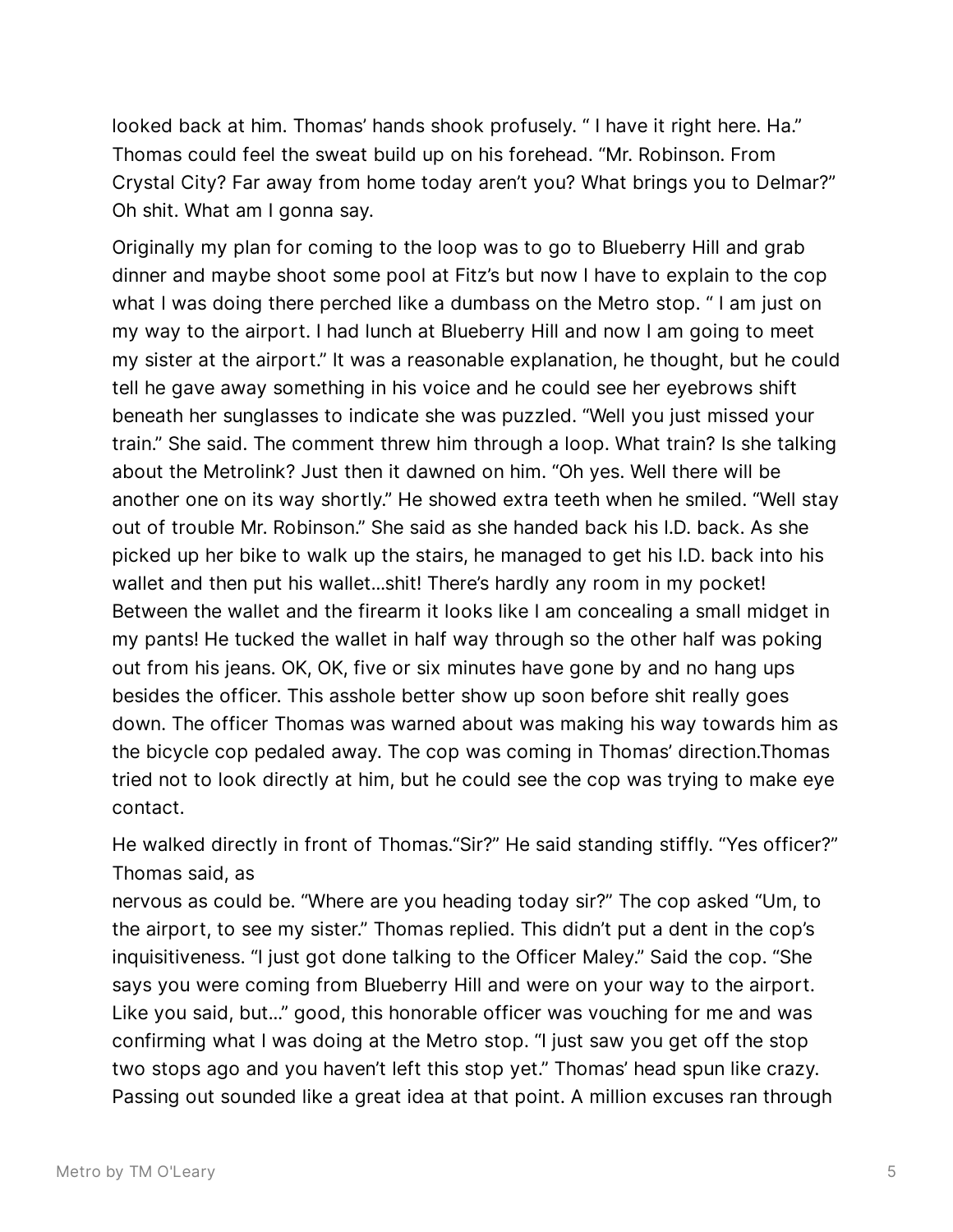looked back at him. Thomas' hands shook profusely. " I have it right here. Ha." Thomas could feel the sweat build up on his forehead. "Mr. Robinson. From Crystal City? Far away from home today aren't you? What brings you to Delmar?" Oh shit. What am I gonna say.

Originally my plan for coming to the loop was to go to Blueberry Hill and grab dinner and maybe shoot some pool at Fitz's but now I have to explain to the cop what I was doing there perched like a dumbass on the Metro stop. " I am just on my way to the airport. I had lunch at Blueberry Hill and now I am going to meet my sister at the airport." It was a reasonable explanation, he thought, but he could tell he gave away something in his voice and he could see her eyebrows shift beneath her sunglasses to indicate she was puzzled. "Well you just missed your train." She said. The comment threw him through a loop. What train? Is she talking about the Metrolink? Just then it dawned on him. "Oh yes. Well there will be another one on its way shortly." He showed extra teeth when he smiled. "Well stay out of trouble Mr. Robinson." She said as she handed back his I.D. back. As she picked up her bike to walk up the stairs, he managed to get his I.D. back into his wallet and then put his wallet...shit! There's hardly any room in my pocket! Between the wallet and the firearm it looks like I am concealing a small midget in my pants! He tucked the wallet in half way through so the other half was poking out from his jeans. OK, OK, five or six minutes have gone by and no hang ups besides the officer. This asshole better show up soon before shit really goes down. The officer Thomas was warned about was making his way towards him as the bicycle cop pedaled away. The cop was coming in Thomas' direction.Thomas tried not to look directly at him, but he could see the cop was trying to make eye contact.

He walked directly in front of Thomas."Sir?" He said standing stiffly. "Yes officer?" Thomas said, as
nervous as could be. "Where are you heading today sir?" The cop asked "Um, to the airport, to see my sister." Thomas replied. This didn't put a dent in the cop's inquisitiveness. "I just got done talking to the Officer Maley." Said the cop. "She says you were coming from Blueberry Hill and were on your way to the airport. Like you said, but..." good, this honorable officer was vouching for me and was confirming what I was doing at the Metro stop. "I just saw you get off the stop two stops ago and you haven't left this stop yet." Thomas' head spun like crazy. Passing out sounded like a great idea at that point. A million excuses ran through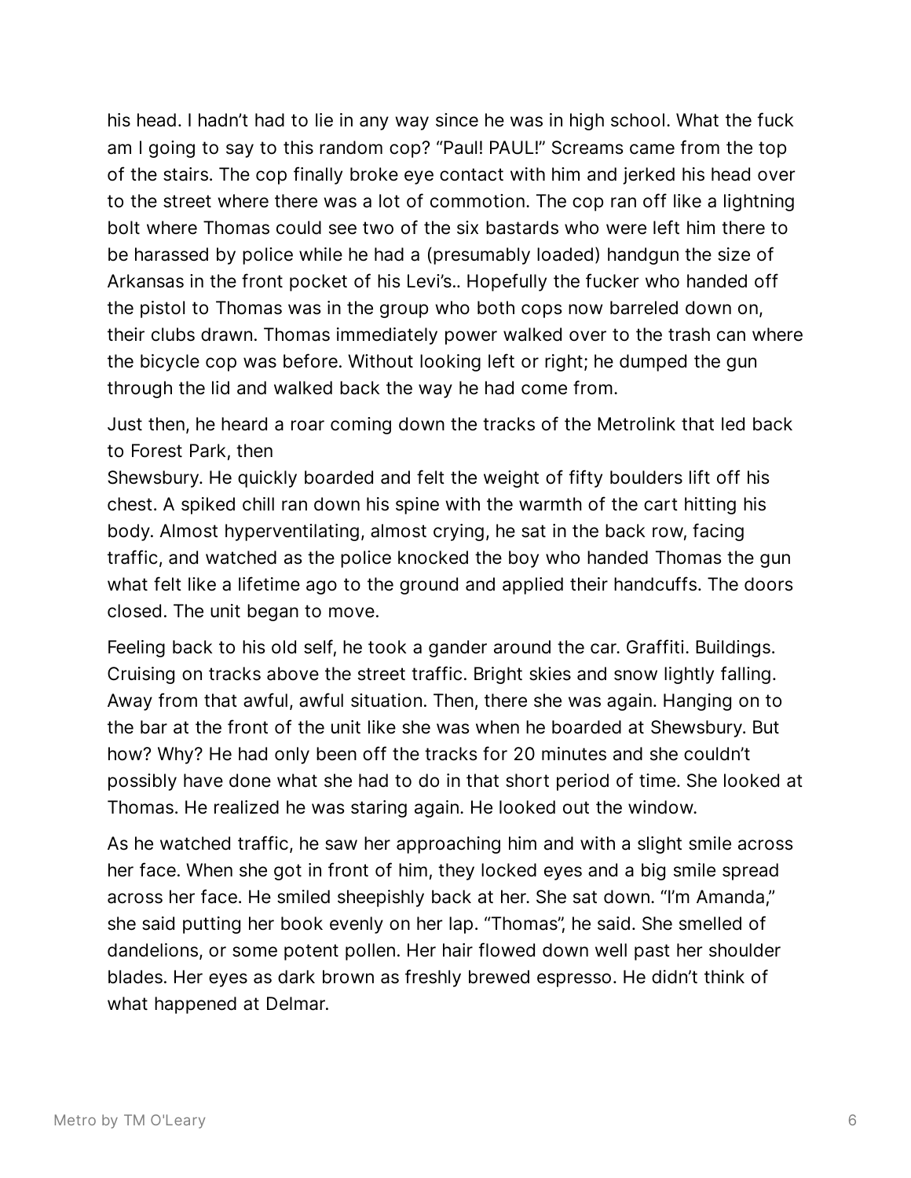his head. I hadn't had to lie in any way since he was in high school. What the fuck am I going to say to this random cop? "Paul! PAUL!" Screams came from the top of the stairs. The cop finally broke eye contact with him and jerked his head over to the street where there was a lot of commotion. The cop ran off like a lightning bolt where Thomas could see two of the six bastards who were left him there to be harassed by police while he had a (presumably loaded) handgun the size of Arkansas in the front pocket of his Levi's.. Hopefully the fucker who handed off the pistol to Thomas was in the group who both cops now barreled down on, their clubs drawn. Thomas immediately power walked over to the trash can where the bicycle cop was before. Without looking left or right; he dumped the gun through the lid and walked back the way he had come from.

Just then, he heard a roar coming down the tracks of the Metrolink that led back to Forest Park, then
Shewsbury. He quickly boarded and felt the weight of fifty boulders lift off his chest. A spiked chill ran down his spine with the warmth of the cart hitting his body. Almost hyperventilating, almost crying, he sat in the back row, facing traffic, and watched as the police knocked the boy who handed Thomas the gun what felt like a lifetime ago to the ground and applied their handcuffs. The doors closed. The unit began to move.

Feeling back to his old self, he took a gander around the car. Graffiti. Buildings. Cruising on tracks above the street traffic. Bright skies and snow lightly falling. Away from that awful, awful situation. Then, there she was again. Hanging on to the bar at the front of the unit like she was when he boarded at Shewsbury. But how? Why? He had only been off the tracks for 20 minutes and she couldn't possibly have done what she had to do in that short period of time. She looked at Thomas. He realized he was staring again. He looked out the window.

As he watched traffic, he saw her approaching him and with a slight smile across her face. When she got in front of him, they locked eyes and a big smile spread across her face. He smiled sheepishly back at her. She sat down. "I'm Amanda," she said putting her book evenly on her lap. "Thomas", he said. She smelled of dandelions, or some potent pollen. Her hair flowed down well past her shoulder blades. Her eyes as dark brown as freshly brewed espresso. He didn't think of what happened at Delmar.